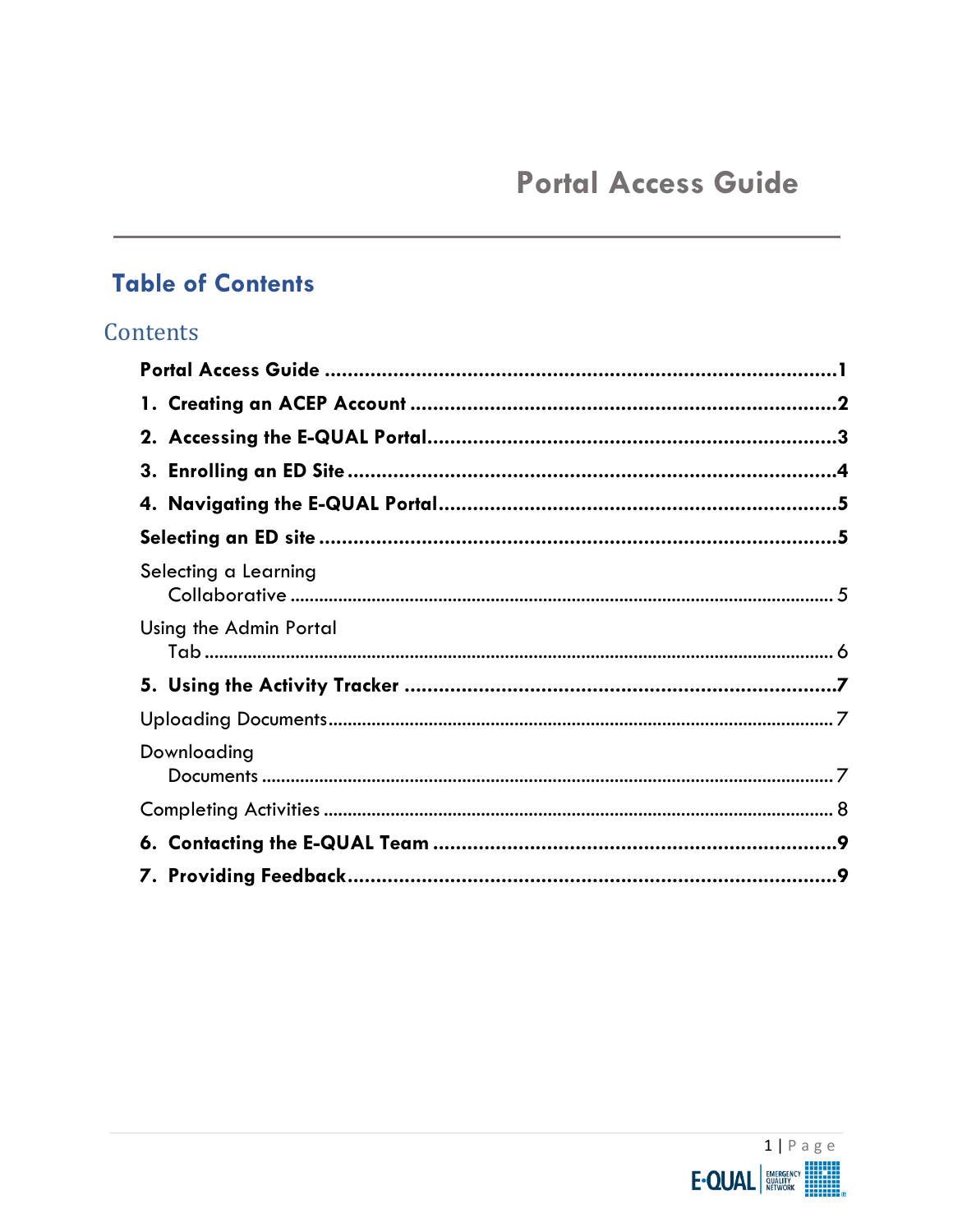# Portal Access Guide

## Table of Contents

### Contents

**Portal Access Guide** ........................................ 1

**1. Creating an ACEP Account** ........................................ 2

**2. Accessing the E-QUAL Portal** ........................................ 3

**3. Enrolling an ED Site** ........................................ 4

**4. Navigating the E-QUAL Portal** ........................................ 5

**Selecting an ED site** ........................................ 5

Selecting a Learning Collaborative ........................................ 5

Using the Admin Portal Tab ........................................ 6

**5. Using the Activity Tracker** ........................................ 7

Uploading Documents ........................................ 7

Downloading Documents ........................................ 7

Completing Activities ........................................ 8

**6. Contacting the E-QUAL Team** ........................................ 9

**7. Providing Feedback** ........................................ 9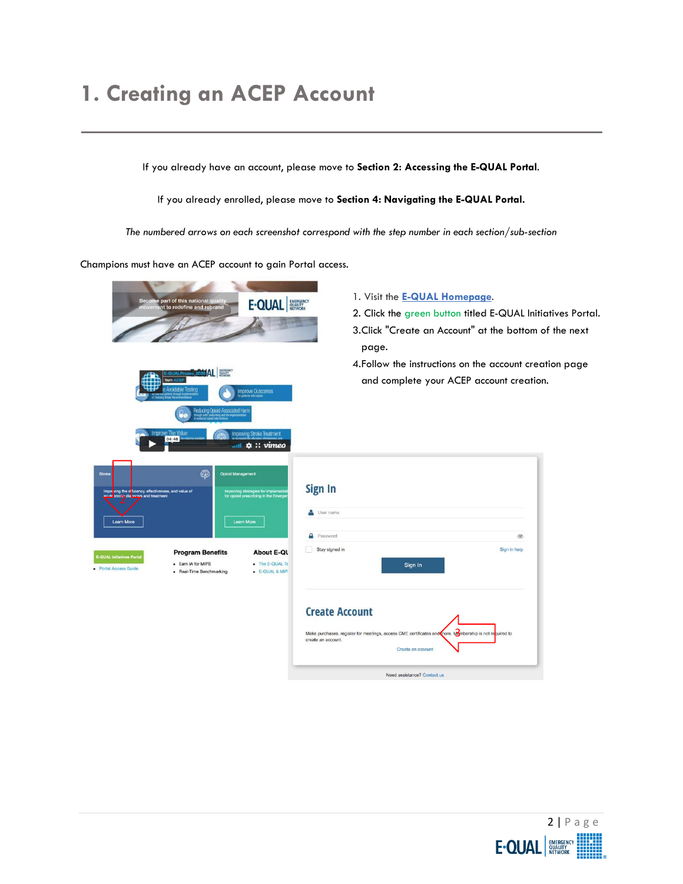# 1. Creating an ACEP Account

If you already have an account, please move to **Section 2: Accessing the E-QUAL Portal**.

If you already enrolled, please move to **Section 4: Navigating the E-QUAL Portal.**

*The numbered arrows on each screenshot correspond with the step number in each section/sub-section*

Champions must have an ACEP account to gain Portal access.

1. Visit the **E-QUAL Homepage**.
2. Click the green button titled E-QUAL Initiatives Portal.
3. Click "Create an Account" at the bottom of the next page.
4. Follow the instructions on the account creation page and complete your ACEP account creation.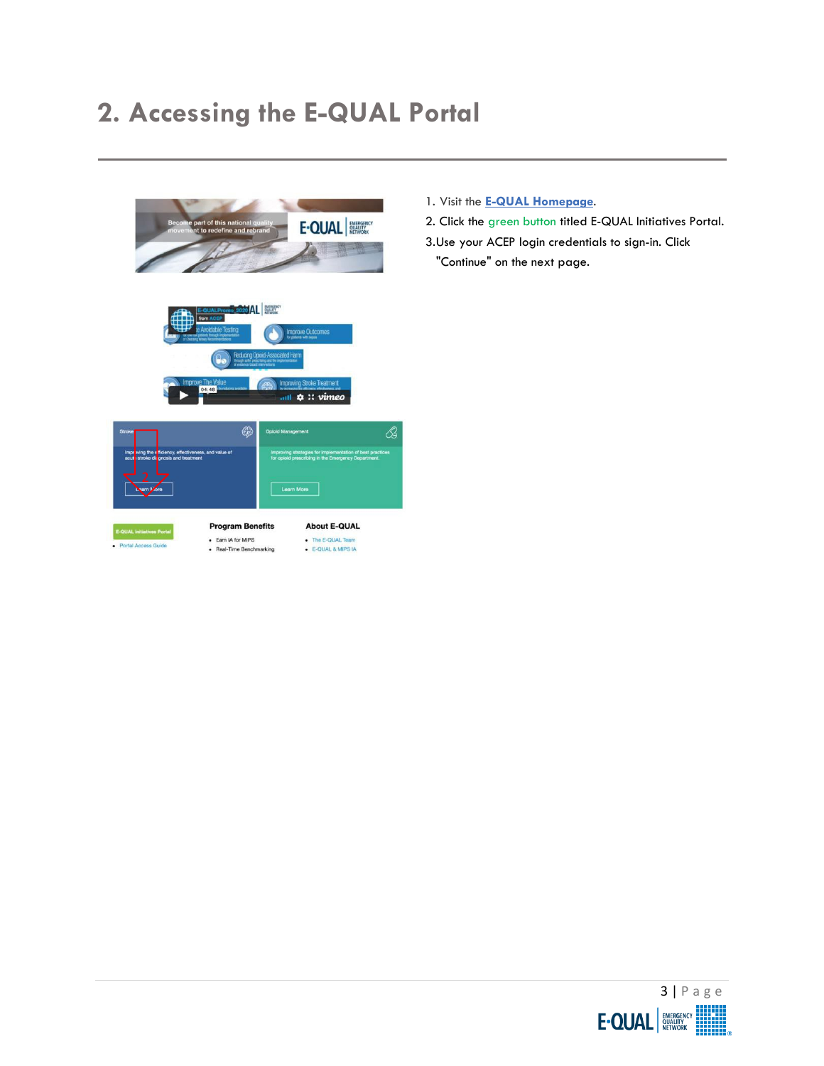# 2. Accessing the E-QUAL Portal

1. Visit the **E-QUAL Homepage**.
2. Click the green button titled E-QUAL Initiatives Portal.
3. Use your ACEP login credentials to sign-in. Click "Continue" on the next page.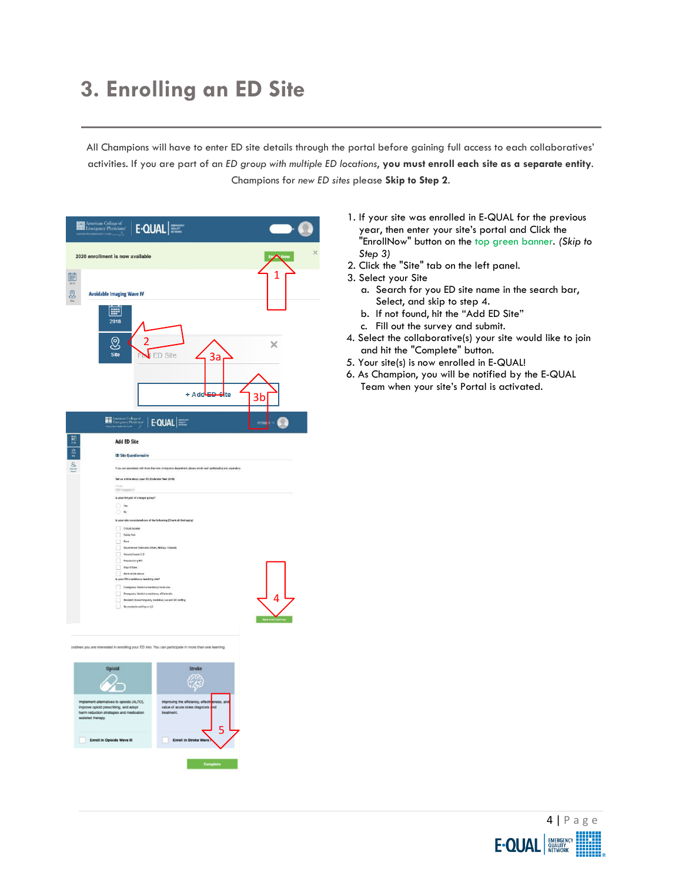# 3. Enrolling an ED Site

All Champions will have to enter ED site details through the portal before gaining full access to each collaboratives' activities. If you are part of an *ED group with multiple ED locations*, **you must enroll each site as a separate entity**. Champions for *new ED sites* please **Skip to Step 2**.

1. If your site was enrolled in E-QUAL for the previous year, then enter your site's portal and Click the "EnrollNow" button on the top green banner. *(Skip to Step 3)*
2. Click the "Site" tab on the left panel.
3. Select your Site
   a. Search for you ED site name in the search bar, Select, and skip to step 4.
   b. If not found, hit the "Add ED Site"
   c. Fill out the survey and submit.
4. Select the collaborative(s) your site would like to join and hit the "Complete" button.
5. Your site(s) is now enrolled in E-QUAL!
6. As Champion, you will be notified by the E-QUAL Team when your site's Portal is activated.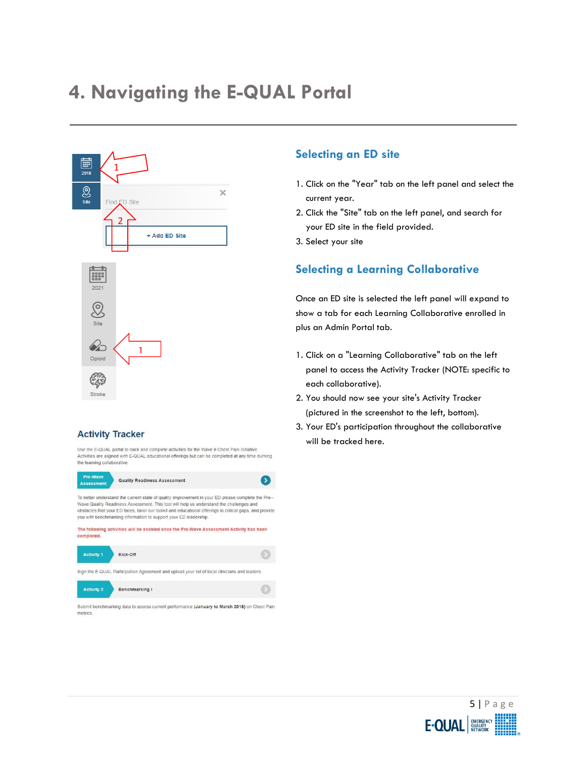# 4. Navigating the E-QUAL Portal

## Selecting an ED site

1. Click on the "Year" tab on the left panel and select the current year.
2. Click the "Site" tab on the left panel, and search for your ED site in the field provided.
3. Select your site

## Selecting a Learning Collaborative

Once an ED site is selected the left panel will expand to show a tab for each Learning Collaborative enrolled in plus an Admin Portal tab.

1. Click on a "Learning Collaborative" tab on the left panel to access the Activity Tracker (NOTE: specific to each collaborative).
2. You should now see your site's Activity Tracker (pictured in the screenshot to the left, bottom).
3. Your ED's participation throughout the collaborative will be tracked here.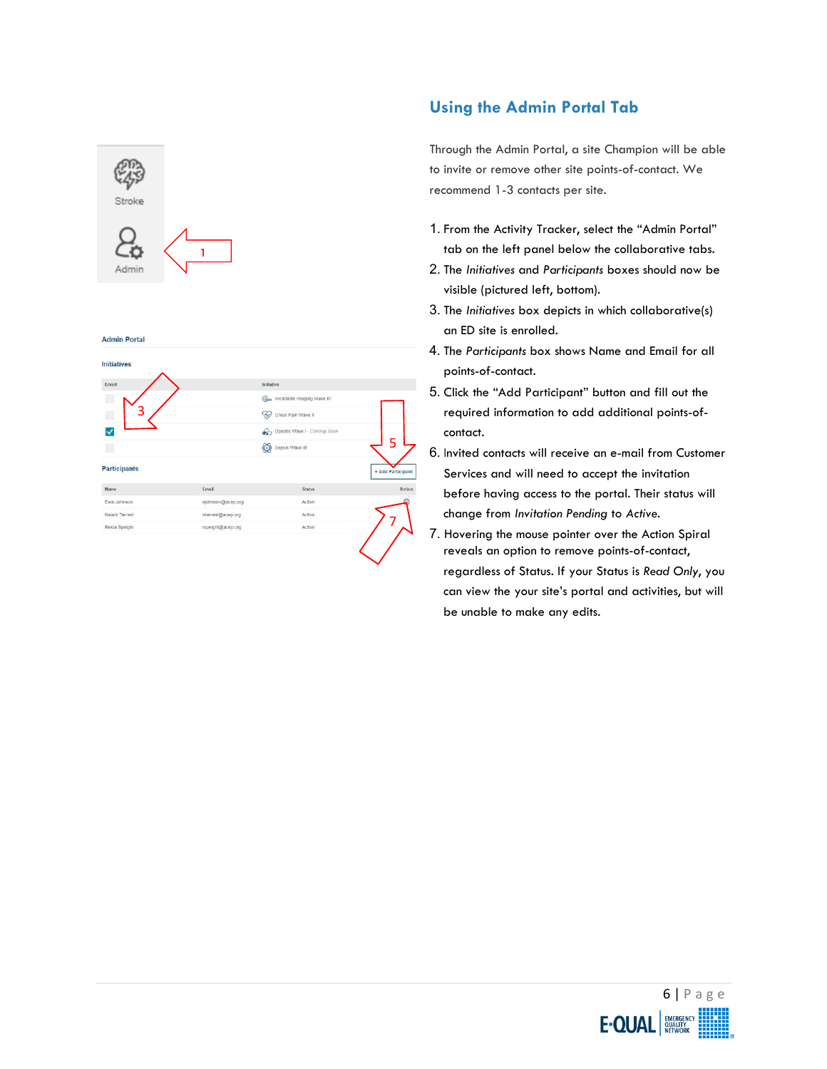## Using the Admin Portal Tab

Through the Admin Portal, a site Champion will be able to invite or remove other site points-of-contact. We recommend 1-3 contacts per site.

1. From the Activity Tracker, select the “Admin Portal” tab on the left panel below the collaborative tabs.
2. The *Initiatives* and *Participants* boxes should now be visible (pictured left, bottom).
3. The *Initiatives* box depicts in which collaborative(s) an ED site is enrolled.
4. The *Participants* box shows Name and Email for all points-of-contact.
5. Click the “Add Participant” button and fill out the required information to add additional points-of-contact.
6. Invited contacts will receive an e-mail from Customer Services and will need to accept the invitation before having access to the portal. Their status will change from *Invitation Pending* to *Active*.
7. Hovering the mouse pointer over the Action Spiral reveals an option to remove points-of-contact, regardless of Status. If your Status is *Read Only*, you can view the your site’s portal and activities, but will be unable to make any edits.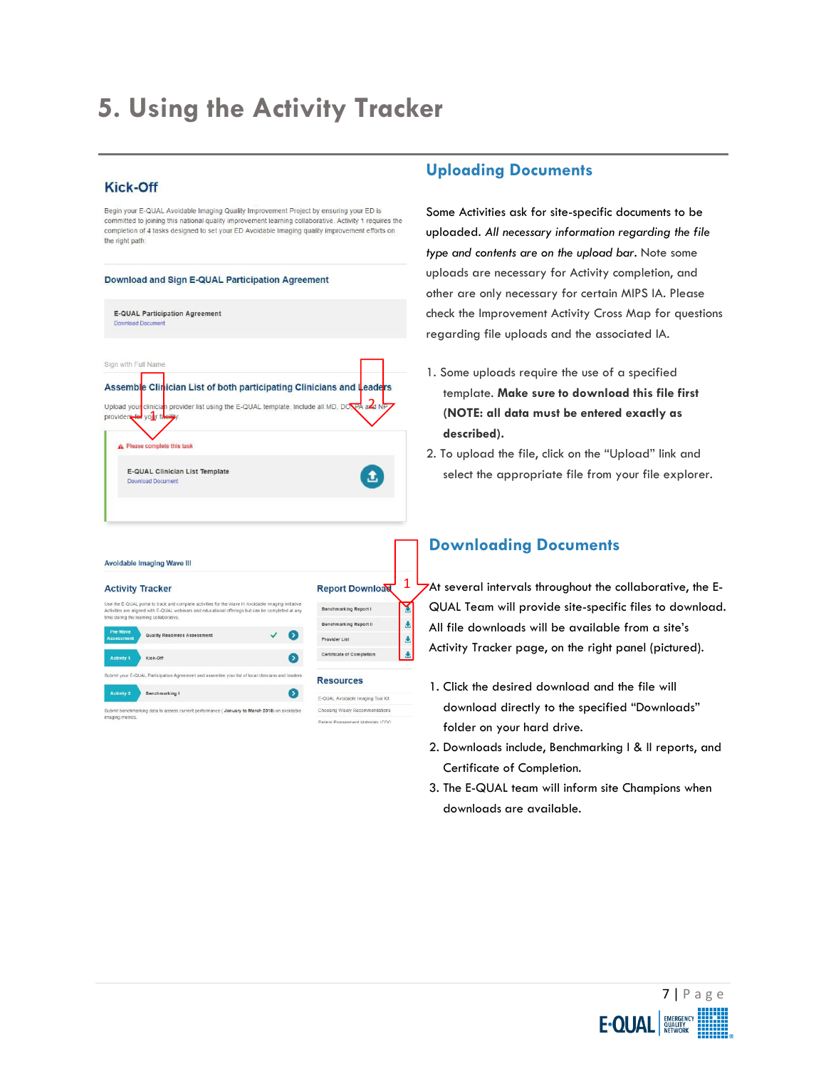# 5. Using the Activity Tracker

## Uploading Documents

Some Activities ask for site-specific documents to be uploaded. *All necessary information regarding the file type and contents are on the upload bar*. Note some uploads are necessary for Activity completion, and other are only necessary for certain MIPS IA. Please check the Improvement Activity Cross Map for questions regarding file uploads and the associated IA.

1. Some uploads require the use of a specified template. **Make sure to download this file first (NOTE: all data must be entered exactly as described).**
2. To upload the file, click on the "Upload" link and select the appropriate file from your file explorer.

## Downloading Documents

At several intervals throughout the collaborative, the E-QUAL Team will provide site-specific files to download. All file downloads will be available from a site's Activity Tracker page, on the right panel (pictured).

1. Click the desired download and the file will download directly to the specified "Downloads" folder on your hard drive.
2. Downloads include, Benchmarking I & II reports, and Certificate of Completion.
3. The E-QUAL team will inform site Champions when downloads are available.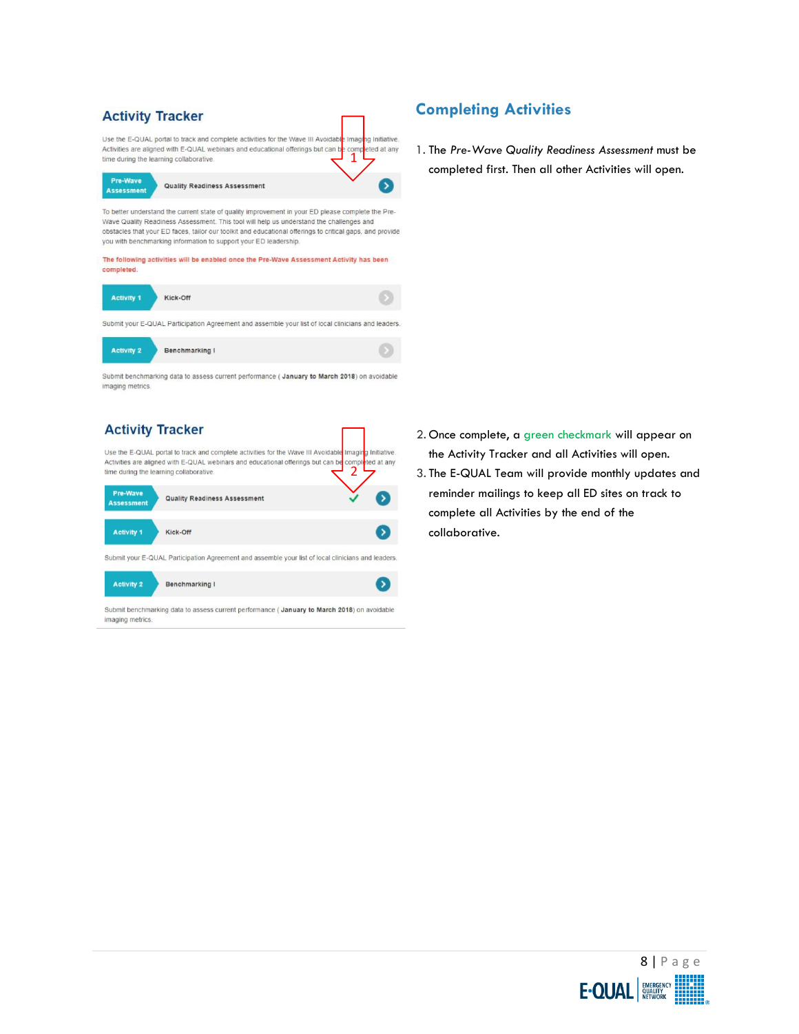## Activity Tracker

Use the E-QUAL portal to track and complete activities for the Wave III Avoidable Imaging Initiative. Activities are aligned with E-QUAL webinars and educational offerings but can be completed at any time during the learning collaborative.

**Pre-Wave Assessment** — Quality Readiness Assessment

To better understand the current state of quality improvement in your ED please complete the Pre-Wave Quality Readiness Assessment. This tool will help us understand the challenges and obstacles that your ED faces, tailor our toolkit and educational offerings to critical gaps, and provide you with benchmarking information to support your ED leadership.

**The following activities will be enabled once the Pre-Wave Assessment Activity has been completed.**

**Activity 1** — Kick-Off

Submit your E-QUAL Participation Agreement and assemble your list of local clinicians and leaders.

**Activity 2** — Benchmarking I

Submit benchmarking data to assess current performance ( **January to March 2018**) on avoidable imaging metrics.

## Activity Tracker

Use the E-QUAL portal to track and complete activities for the Wave III Avoidable Imaging Initiative. Activities are aligned with E-QUAL webinars and educational offerings but can be completed at any time during the learning collaborative.

**Pre-Wave Assessment** — Quality Readiness Assessment ✓

**Activity 1** — Kick-Off

Submit your E-QUAL Participation Agreement and assemble your list of local clinicians and leaders.

**Activity 2** — Benchmarking I

Submit benchmarking data to assess current performance ( **January to March 2018**) on avoidable imaging metrics.

## Completing Activities

1. The *Pre-Wave Quality Readiness Assessment* must be completed first. Then all other Activities will open.
2. Once complete, a green checkmark will appear on the Activity Tracker and all Activities will open.
3. The E-QUAL Team will provide monthly updates and reminder mailings to keep all ED sites on track to complete all Activities by the end of the collaborative.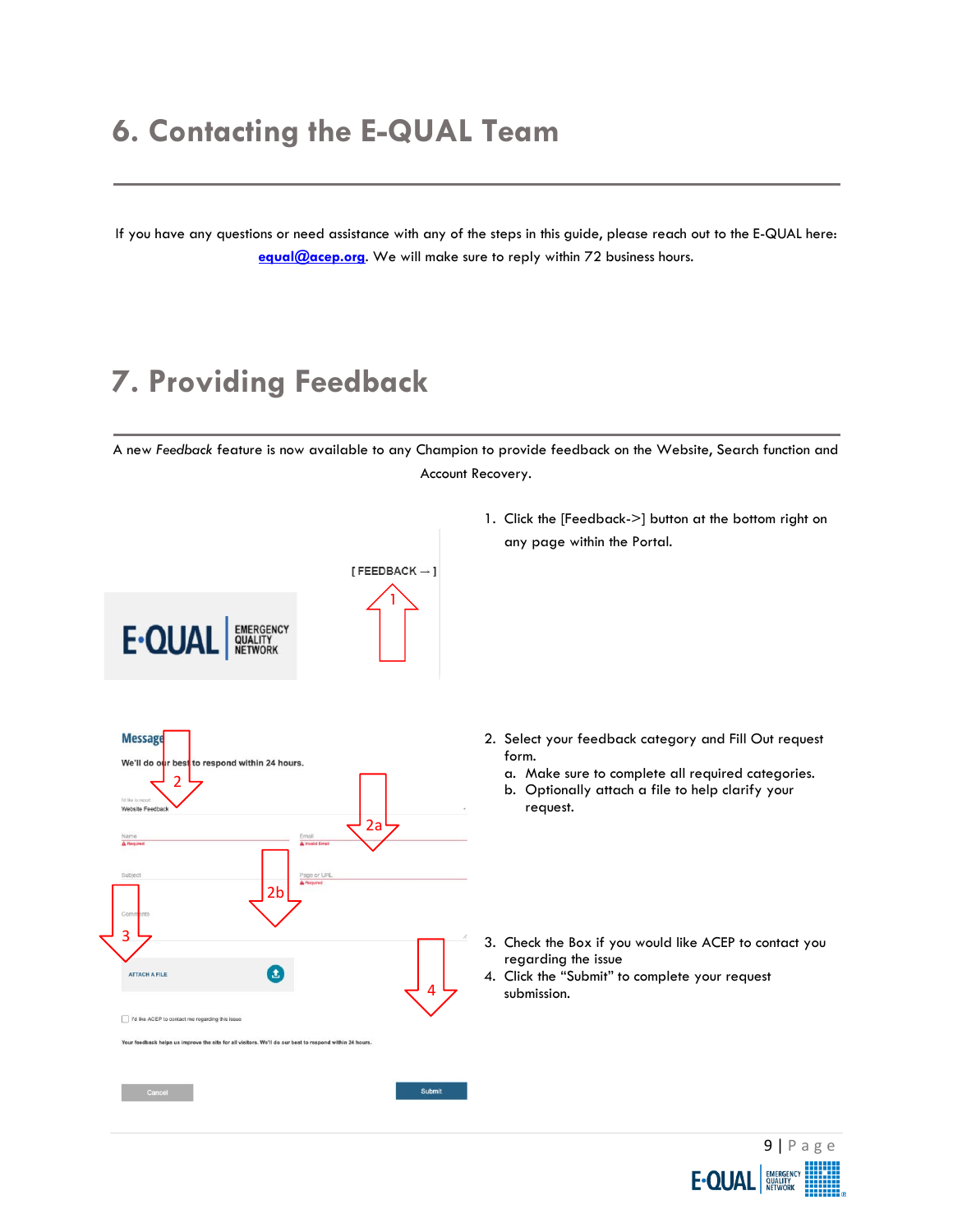# 6. Contacting the E-QUAL Team

If you have any questions or need assistance with any of the steps in this guide, please reach out to the E-QUAL here: **equal@acep.org**. We will make sure to reply within 72 business hours.

# 7. Providing Feedback

A new *Feedback* feature is now available to any Champion to provide feedback on the Website, Search function and Account Recovery.

1. Click the [Feedback->] button at the bottom right on any page within the Portal.

2. Select your feedback category and Fill Out request form.
   a. Make sure to complete all required categories.
   b. Optionally attach a file to help clarify your request.

3. Check the Box if you would like ACEP to contact you regarding the issue
4. Click the "Submit" to complete your request submission.